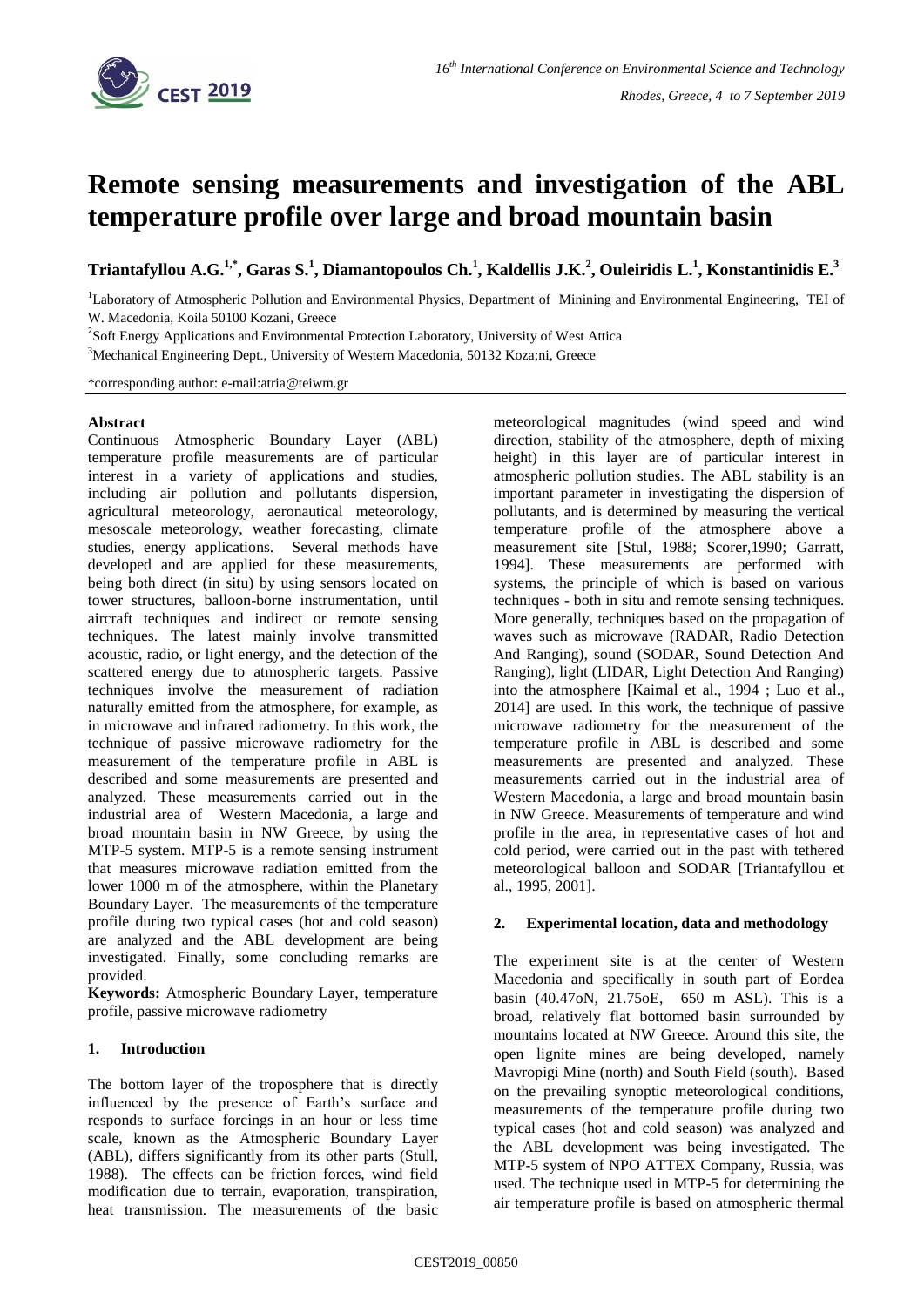# Remote sensing measurements and investigation of the ABL temperature profile over large and broad mountain basin

**Triantafyllou A.G.[1,*], Garas S.[1], Diamantopoulos Ch.[1], Kaldellis J.K.[2], Ouleiridis L.[1], Konstantinidis E.[3]**

[1]Laboratory of Atmospheric Pollution and Environmental Physics, Department of Minining and Environmental Engineering, TEI of W. Macedonia, Koila 50100 Kozani, Greece

[2]Soft Energy Applications and Environmental Protection Laboratory, University of West Attica

[3]Mechanical Engineering Dept., University of Western Macedonia, 50132 Koza;ni, Greece

*corresponding author: e-mail:atria@teiwm.gr

## Abstract

Continuous Atmospheric Boundary Layer (ABL) temperature profile measurements are of particular interest in a variety of applications and studies, including air pollution and pollutants dispersion, agricultural meteorology, aeronautical meteorology, mesoscale meteorology, weather forecasting, climate studies, energy applications. Several methods have developed and are applied for these measurements, being both direct (in situ) by using sensors located on tower structures, balloon-borne instrumentation, until aircraft techniques and indirect or remote sensing techniques. The latest mainly involve transmitted acoustic, radio, or light energy, and the detection of the scattered energy due to atmospheric targets. Passive techniques involve the measurement of radiation naturally emitted from the atmosphere, for example, as in microwave and infrared radiometry. In this work, the technique of passive microwave radiometry for the measurement of the temperature profile in ABL is described and some measurements are presented and analyzed. These measurements carried out in the industrial area of Western Macedonia, a large and broad mountain basin in NW Greece, by using the MTP-5 system. MTP-5 is a remote sensing instrument that measures microwave radiation emitted from the lower 1000 m of the atmosphere, within the Planetary Boundary Layer. The measurements of the temperature profile during two typical cases (hot and cold season) are analyzed and the ABL development are being investigated. Finally, some concluding remarks are provided.

**Keywords:** Atmospheric Boundary Layer, temperature profile, passive microwave radiometry

## 1. Introduction

The bottom layer of the troposphere that is directly influenced by the presence of Earth's surface and responds to surface forcings in an hour or less time scale, known as the Atmospheric Boundary Layer (ABL), differs significantly from its other parts (Stull, 1988). The effects can be friction forces, wind field modification due to terrain, evaporation, transpiration, heat transmission. The measurements of the basic meteorological magnitudes (wind speed and wind direction, stability of the atmosphere, depth of mixing height) in this layer are of particular interest in atmospheric pollution studies. The ABL stability is an important parameter in investigating the dispersion of pollutants, and is determined by measuring the vertical temperature profile of the atmosphere above a measurement site [Stul, 1988; Scorer,1990; Garratt, 1994]. These measurements are performed with systems, the principle of which is based on various techniques - both in situ and remote sensing techniques. More generally, techniques based on the propagation of waves such as microwave (RADAR, Radio Detection And Ranging), sound (SODAR, Sound Detection And Ranging), light (LIDAR, Light Detection And Ranging) into the atmosphere [Kaimal et al., 1994 ; Luo et al., 2014] are used. In this work, the technique of passive microwave radiometry for the measurement of the temperature profile in ABL is described and some measurements are presented and analyzed. These measurements carried out in the industrial area of Western Macedonia, a large and broad mountain basin in NW Greece. Measurements of temperature and wind profile in the area, in representative cases of hot and cold period, were carried out in the past with tethered meteorological balloon and SODAR [Triantafyllou et al., 1995, 2001].

## 2. Experimental location, data and methodology

The experiment site is at the center of Western Macedonia and specifically in south part of Eordea basin (40.47oN, 21.75oE, 650 m ASL). This is a broad, relatively flat bottomed basin surrounded by mountains located at NW Greece. Around this site, the open lignite mines are being developed, namely Mavropigi Mine (north) and South Field (south). Based on the prevailing synoptic meteorological conditions, measurements of the temperature profile during two typical cases (hot and cold season) was analyzed and the ABL development was being investigated. The MTP-5 system of NPO ATTEX Company, Russia, was used. The technique used in MTP-5 for determining the air temperature profile is based on atmospheric thermal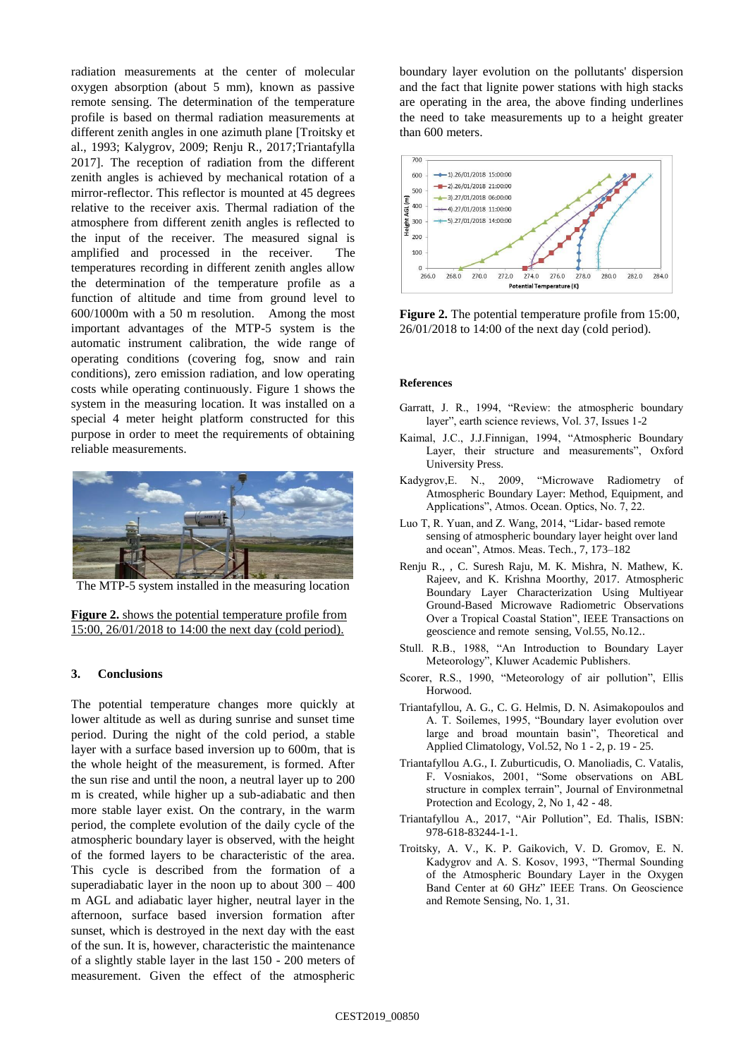radiation measurements at the center of molecular oxygen absorption (about 5 mm), known as passive remote sensing. The determination of the temperature profile is based on thermal radiation measurements at different zenith angles in one azimuth plane [Troitsky et al., 1993; Kalygrov, 2009; Renju R., 2017;Triantafylla 2017]. The reception of radiation from the different zenith angles is achieved by mechanical rotation of a mirror-reflector. This reflector is mounted at 45 degrees relative to the receiver axis. Thermal radiation of the atmosphere from different zenith angles is reflected to the input of the receiver. The measured signal is amplified and processed in the receiver. The temperatures recording in different zenith angles allow the determination of the temperature profile as a function of altitude and time from ground level to 600/1000m with a 50 m resolution. Among the most important advantages of the MTP-5 system is the automatic instrument calibration, the wide range of operating conditions (covering fog, snow and rain conditions), zero emission radiation, and low operating costs while operating continuously. Figure 1 shows the system in the measuring location. It was installed on a special 4 meter height platform constructed for this purpose in order to meet the requirements of obtaining reliable measurements.

The MTP-5 system installed in the measuring location

**Figure 2.** shows the potential temperature profile from 15:00, 26/01/2018 to 14:00 the next day (cold period).

## 3. Conclusions

The potential temperature changes more quickly at lower altitude as well as during sunrise and sunset time period. During the night of the cold period, a stable layer with a surface based inversion up to 600m, that is the whole height of the measurement, is formed. After the sun rise and until the noon, a neutral layer up to 200 m is created, while higher up a sub-adiabatic and then more stable layer exist. On the contrary, in the warm period, the complete evolution of the daily cycle of the atmospheric boundary layer is observed, with the height of the formed layers to be characteristic of the area. This cycle is described from the formation of a superadiabatic layer in the noon up to about 300 – 400 m AGL and adiabatic layer higher, neutral layer in the afternoon, surface based inversion formation after sunset, which is destroyed in the next day with the east of the sun. It is, however, characteristic the maintenance of a slightly stable layer in the last 150 - 200 meters of measurement. Given the effect of the atmospheric boundary layer evolution on the pollutants' dispersion and the fact that lignite power stations with high stacks are operating in the area, the above finding underlines the need to take measurements up to a height greater than 600 meters.

Height AGL (m)
700
600
500
400
300
200
100
0
266.0 268.0 270.0 272.0 274.0 276.0 278.0 280.0 282.0 284.0
Potential Temperature (K)
1).26/01/2018 15:00:00
2).26/01/2018 21:00:00
3).27/01/2018 06:00:00
4).27/01/2018 11:00:00
5).27/01/2018 14:00:00

**Figure 2.** The potential temperature profile from 15:00, 26/01/2018 to 14:00 of the next day (cold period).

### References

Garratt, J. R., 1994, "Review: the atmospheric boundary layer", earth science reviews, Vol. 37, Issues 1-2

Kaimal, J.C., J.J.Finnigan, 1994, "Atmospheric Boundary Layer, their structure and measurements", Oxford University Press.

Kadygrov,E. N., 2009, "Microwave Radiometry of Atmospheric Boundary Layer: Method, Equipment, and Applications", Atmos. Ocean. Optics, No. 7, 22.

Luo T, R. Yuan, and Z. Wang, 2014, "Lidar- based remote sensing of atmospheric boundary layer height over land and ocean", Atmos. Meas. Tech., 7, 173–182

Renju R., , C. Suresh Raju, M. K. Mishra, N. Mathew, K. Rajeev, and K. Krishna Moorthy, 2017. Atmospheric Boundary Layer Characterization Using Multiyear Ground-Based Microwave Radiometric Observations Over a Tropical Coastal Station", IEEE Transactions on geoscience and remote sensing, Vol.55, No.12..

Stull. R.B., 1988, "An Introduction to Boundary Layer Meteorology", Kluwer Academic Publishers.

Scorer, R.S., 1990, "Meteorology of air pollution", Ellis Horwood.

Triantafyllou, A. G., C. G. Helmis, D. N. Asimakopoulos and A. T. Soilemes, 1995, "Boundary layer evolution over large and broad mountain basin", Theoretical and Applied Climatology, Vol.52, No 1 - 2, p. 19 - 25.

Triantafyllou A.G., I. Zuburticudis, O. Manoliadis, C. Vatalis, F. Vosniakos, 2001, "Some observations on ABL structure in complex terrain", Journal of Environmetnal Protection and Ecology, 2, No 1, 42 - 48.

Triantafyllou A., 2017, "Air Pollution", Ed. Thalis, ISBN: 978-618-83244-1-1.

Troitsky, A. V., K. P. Gaikovich, V. D. Gromov, E. N. Kadygrov and A. S. Kosov, 1993, "Thermal Sounding of the Atmospheric Boundary Layer in the Oxygen Band Center at 60 GHz" IEEE Trans. On Geoscience and Remote Sensing, No. 1, 31.